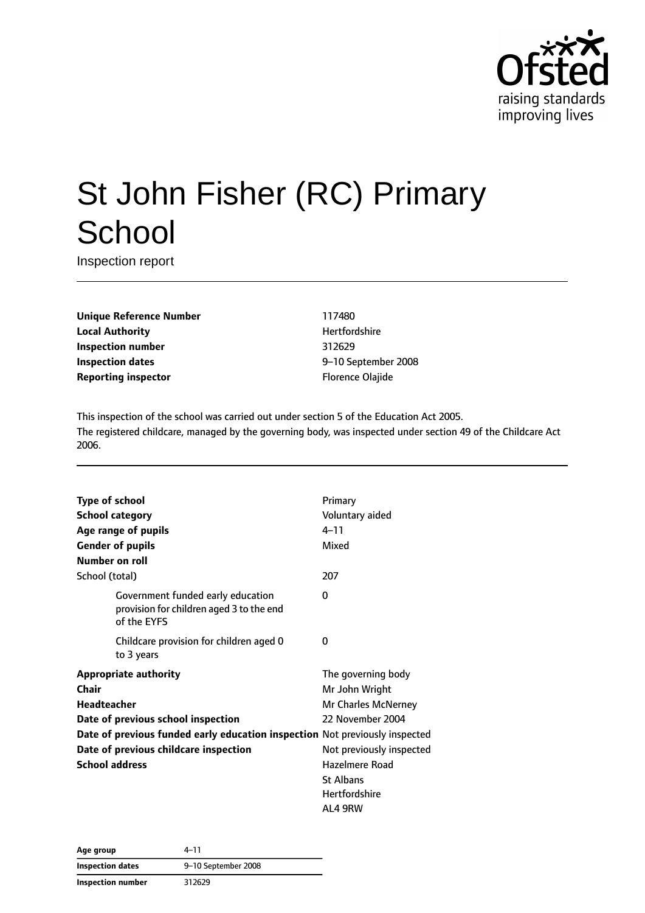# St John Fisher (RC) Primary School

Inspection report

| | |
|---|---|
| **Unique Reference Number** | 117480 |
| **Local Authority** | Hertfordshire |
| **Inspection number** | 312629 |
| **Inspection dates** | 9–10 September 2008 |
| **Reporting inspector** | Florence Olajide |

This inspection of the school was carried out under section 5 of the Education Act 2005.
The registered childcare, managed by the governing body, was inspected under section 49 of the Childcare Act 2006.

| | |
|---|---|
| **Type of school** | Primary |
| **School category** | Voluntary aided |
| **Age range of pupils** | 4–11 |
| **Gender of pupils** | Mixed |
| **Number on roll** | |
| School (total) | 207 |
| Government funded early education provision for children aged 3 to the end of the EYFS | 0 |
| Childcare provision for children aged 0 to 3 years | 0 |
| **Appropriate authority** | The governing body |
| **Chair** | Mr John Wright |
| **Headteacher** | Mr Charles McNerney |
| **Date of previous school inspection** | 22 November 2004 |
| **Date of previous funded early education inspection** | Not previously inspected |
| **Date of previous childcare inspection** | Not previously inspected |
| **School address** | Hazelmere Road<br>St Albans<br>Hertfordshire<br>AL4 9RW |

| | |
|---|---|
| **Age group** | 4–11 |
| **Inspection dates** | 9–10 September 2008 |
| **Inspection number** | 312629 |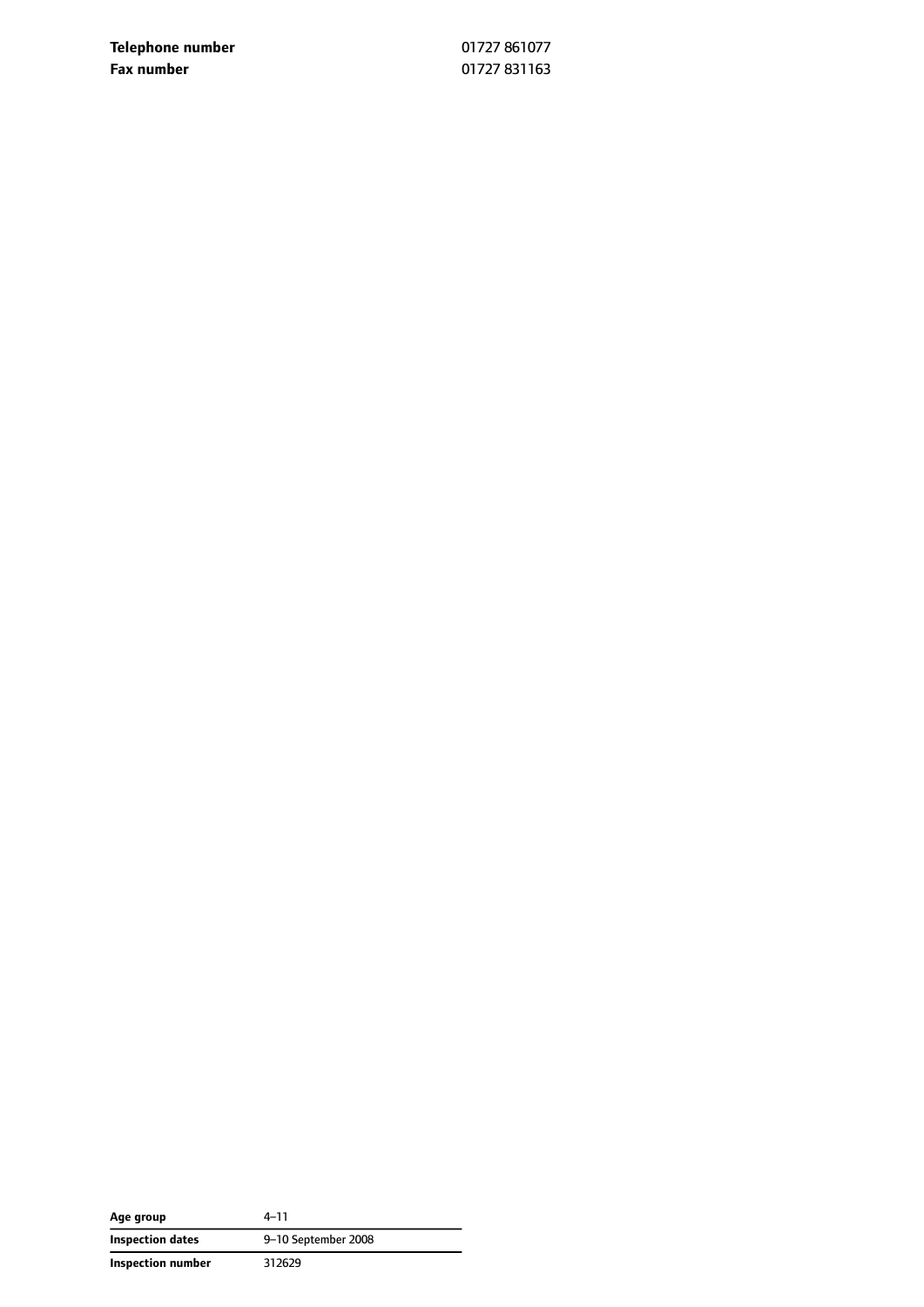| | |
|---|---|
| **Telephone number** | 01727 861077 |
| **Fax number** | 01727 831163 |

| | |
|---|---|
| **Age group** | 4–11 |
| **Inspection dates** | 9–10 September 2008 |
| **Inspection number** | 312629 |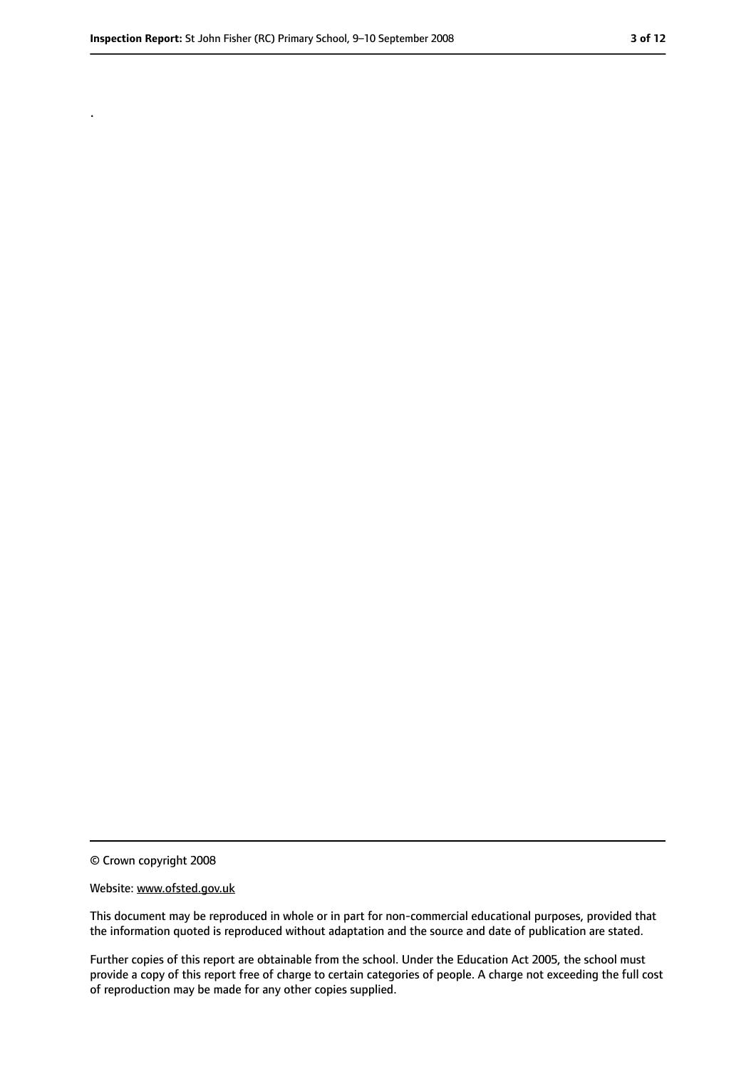.

© Crown copyright 2008

Website: www.ofsted.gov.uk

This document may be reproduced in whole or in part for non-commercial educational purposes, provided that the information quoted is reproduced without adaptation and the source and date of publication are stated.

Further copies of this report are obtainable from the school. Under the Education Act 2005, the school must provide a copy of this report free of charge to certain categories of people. A charge not exceeding the full cost of reproduction may be made for any other copies supplied.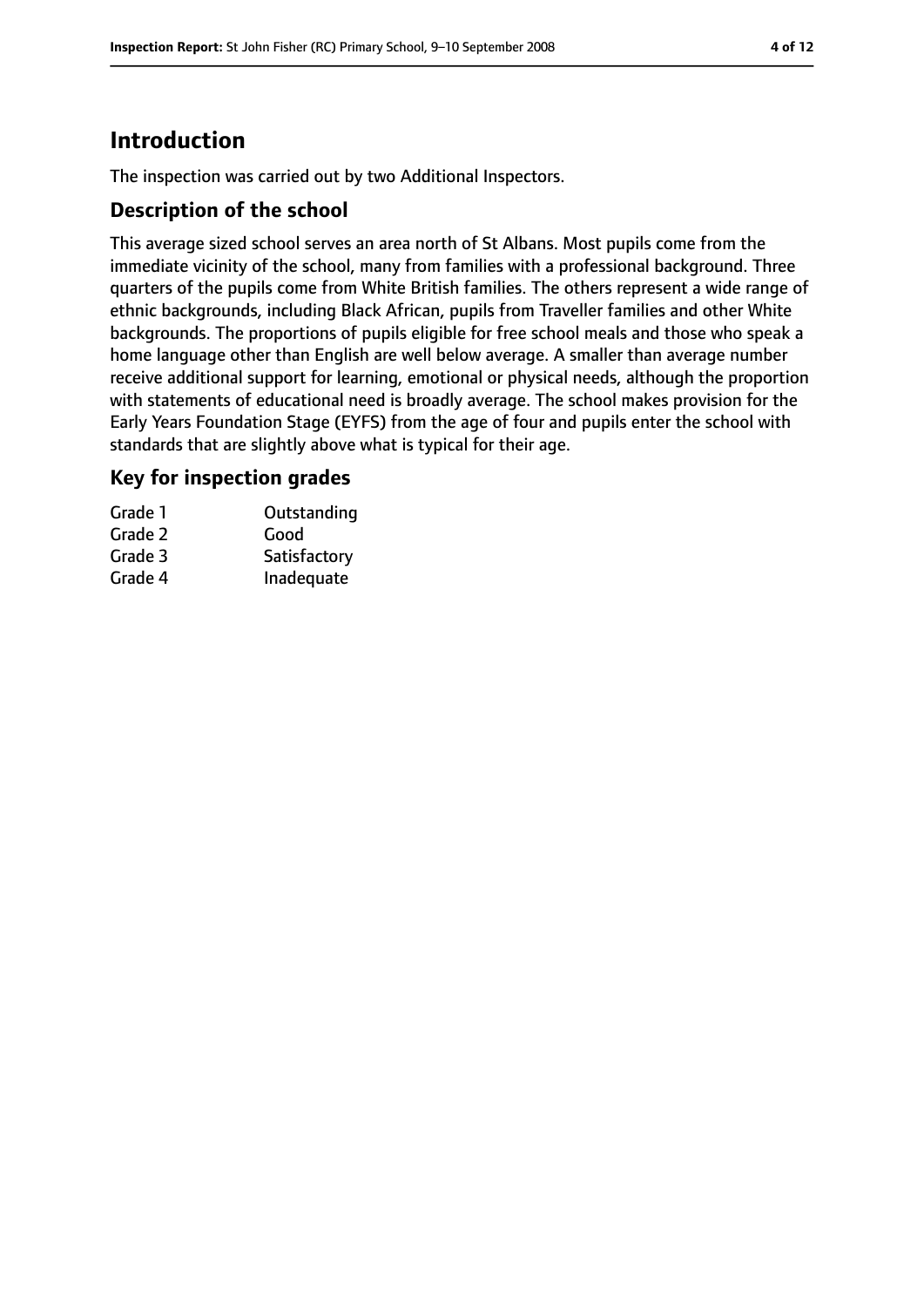# Introduction

The inspection was carried out by two Additional Inspectors.

## Description of the school

This average sized school serves an area north of St Albans. Most pupils come from the immediate vicinity of the school, many from families with a professional background. Three quarters of the pupils come from White British families. The others represent a wide range of ethnic backgrounds, including Black African, pupils from Traveller families and other White backgrounds. The proportions of pupils eligible for free school meals and those who speak a home language other than English are well below average. A smaller than average number receive additional support for learning, emotional or physical needs, although the proportion with statements of educational need is broadly average. The school makes provision for the Early Years Foundation Stage (EYFS) from the age of four and pupils enter the school with standards that are slightly above what is typical for their age.

## Key for inspection grades

| | |
|---|---|
| Grade 1 | Outstanding |
| Grade 2 | Good |
| Grade 3 | Satisfactory |
| Grade 4 | Inadequate |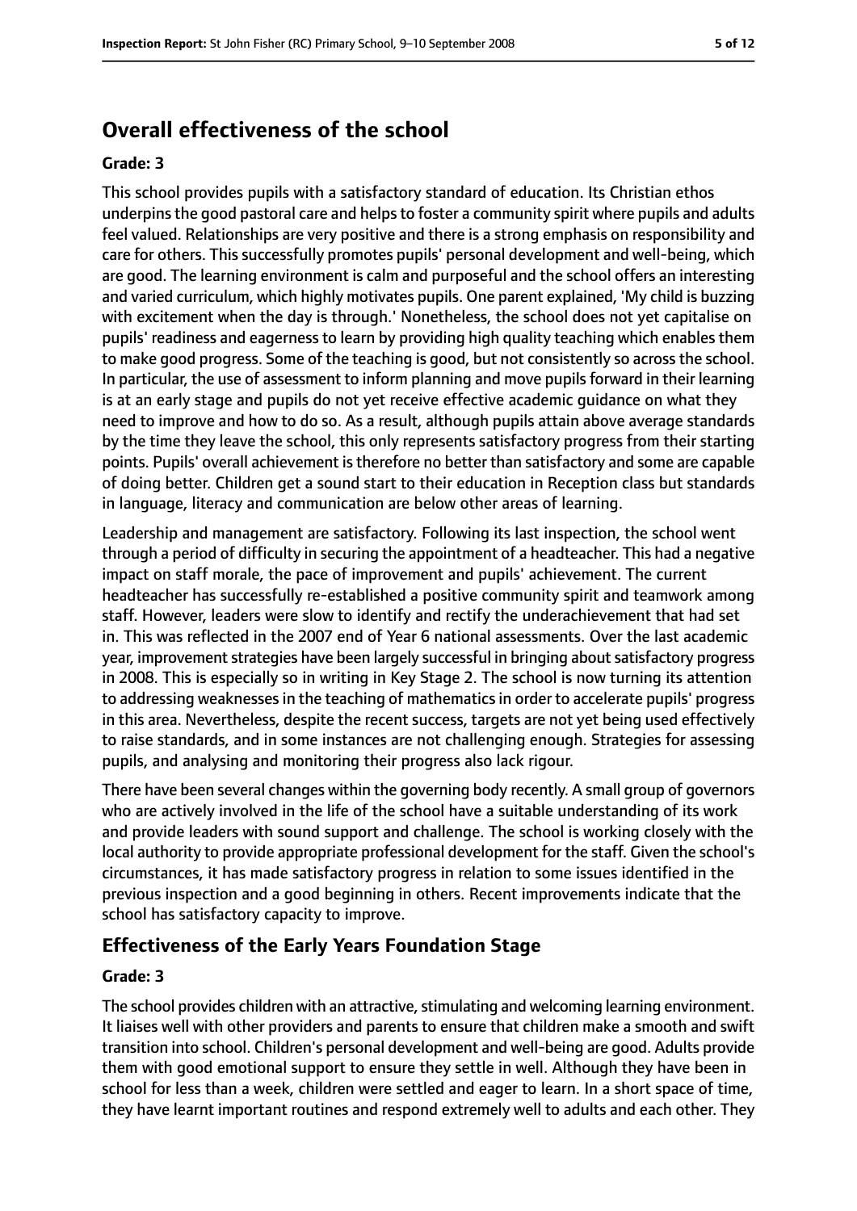## Overall effectiveness of the school

**Grade: 3**

This school provides pupils with a satisfactory standard of education. Its Christian ethos underpins the good pastoral care and helps to foster a community spirit where pupils and adults feel valued. Relationships are very positive and there is a strong emphasis on responsibility and care for others. This successfully promotes pupils' personal development and well-being, which are good. The learning environment is calm and purposeful and the school offers an interesting and varied curriculum, which highly motivates pupils. One parent explained, 'My child is buzzing with excitement when the day is through.' Nonetheless, the school does not yet capitalise on pupils' readiness and eagerness to learn by providing high quality teaching which enables them to make good progress. Some of the teaching is good, but not consistently so across the school. In particular, the use of assessment to inform planning and move pupils forward in their learning is at an early stage and pupils do not yet receive effective academic guidance on what they need to improve and how to do so. As a result, although pupils attain above average standards by the time they leave the school, this only represents satisfactory progress from their starting points. Pupils' overall achievement is therefore no better than satisfactory and some are capable of doing better. Children get a sound start to their education in Reception class but standards in language, literacy and communication are below other areas of learning.

Leadership and management are satisfactory. Following its last inspection, the school went through a period of difficulty in securing the appointment of a headteacher. This had a negative impact on staff morale, the pace of improvement and pupils' achievement. The current headteacher has successfully re-established a positive community spirit and teamwork among staff. However, leaders were slow to identify and rectify the underachievement that had set in. This was reflected in the 2007 end of Year 6 national assessments. Over the last academic year, improvement strategies have been largely successful in bringing about satisfactory progress in 2008. This is especially so in writing in Key Stage 2. The school is now turning its attention to addressing weaknesses in the teaching of mathematics in order to accelerate pupils' progress in this area. Nevertheless, despite the recent success, targets are not yet being used effectively to raise standards, and in some instances are not challenging enough. Strategies for assessing pupils, and analysing and monitoring their progress also lack rigour.

There have been several changes within the governing body recently. A small group of governors who are actively involved in the life of the school have a suitable understanding of its work and provide leaders with sound support and challenge. The school is working closely with the local authority to provide appropriate professional development for the staff. Given the school's circumstances, it has made satisfactory progress in relation to some issues identified in the previous inspection and a good beginning in others. Recent improvements indicate that the school has satisfactory capacity to improve.

### Effectiveness of the Early Years Foundation Stage

**Grade: 3**

The school provides children with an attractive, stimulating and welcoming learning environment. It liaises well with other providers and parents to ensure that children make a smooth and swift transition into school. Children's personal development and well-being are good. Adults provide them with good emotional support to ensure they settle in well. Although they have been in school for less than a week, children were settled and eager to learn. In a short space of time, they have learnt important routines and respond extremely well to adults and each other. They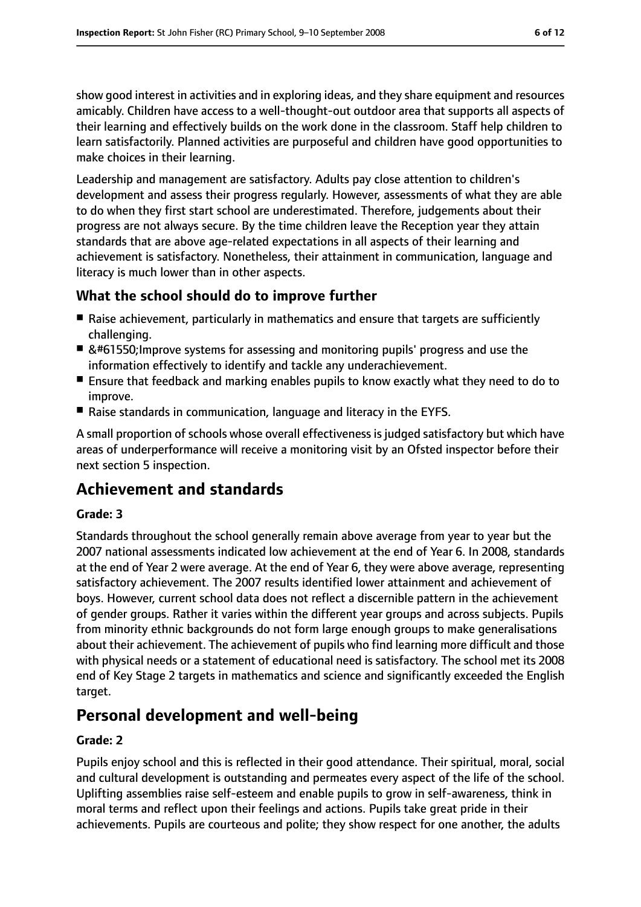show good interest in activities and in exploring ideas, and they share equipment and resources amicably. Children have access to a well-thought-out outdoor area that supports all aspects of their learning and effectively builds on the work done in the classroom. Staff help children to learn satisfactorily. Planned activities are purposeful and children have good opportunities to make choices in their learning.

Leadership and management are satisfactory. Adults pay close attention to children's development and assess their progress regularly. However, assessments of what they are able to do when they first start school are underestimated. Therefore, judgements about their progress are not always secure. By the time children leave the Reception year they attain standards that are above age-related expectations in all aspects of their learning and achievement is satisfactory. Nonetheless, their attainment in communication, language and literacy is much lower than in other aspects.

### What the school should do to improve further

- Raise achievement, particularly in mathematics and ensure that targets are sufficiently challenging.
- &#61550;Improve systems for assessing and monitoring pupils' progress and use the information effectively to identify and tackle any underachievement.
- Ensure that feedback and marking enables pupils to know exactly what they need to do to improve.
- Raise standards in communication, language and literacy in the EYFS.

A small proportion of schools whose overall effectiveness is judged satisfactory but which have areas of underperformance will receive a monitoring visit by an Ofsted inspector before their next section 5 inspection.

## Achievement and standards

#### Grade: 3

Standards throughout the school generally remain above average from year to year but the 2007 national assessments indicated low achievement at the end of Year 6. In 2008, standards at the end of Year 2 were average. At the end of Year 6, they were above average, representing satisfactory achievement. The 2007 results identified lower attainment and achievement of boys. However, current school data does not reflect a discernible pattern in the achievement of gender groups. Rather it varies within the different year groups and across subjects. Pupils from minority ethnic backgrounds do not form large enough groups to make generalisations about their achievement. The achievement of pupils who find learning more difficult and those with physical needs or a statement of educational need is satisfactory. The school met its 2008 end of Key Stage 2 targets in mathematics and science and significantly exceeded the English target.

## Personal development and well-being

#### Grade: 2

Pupils enjoy school and this is reflected in their good attendance. Their spiritual, moral, social and cultural development is outstanding and permeates every aspect of the life of the school. Uplifting assemblies raise self-esteem and enable pupils to grow in self-awareness, think in moral terms and reflect upon their feelings and actions. Pupils take great pride in their achievements. Pupils are courteous and polite; they show respect for one another, the adults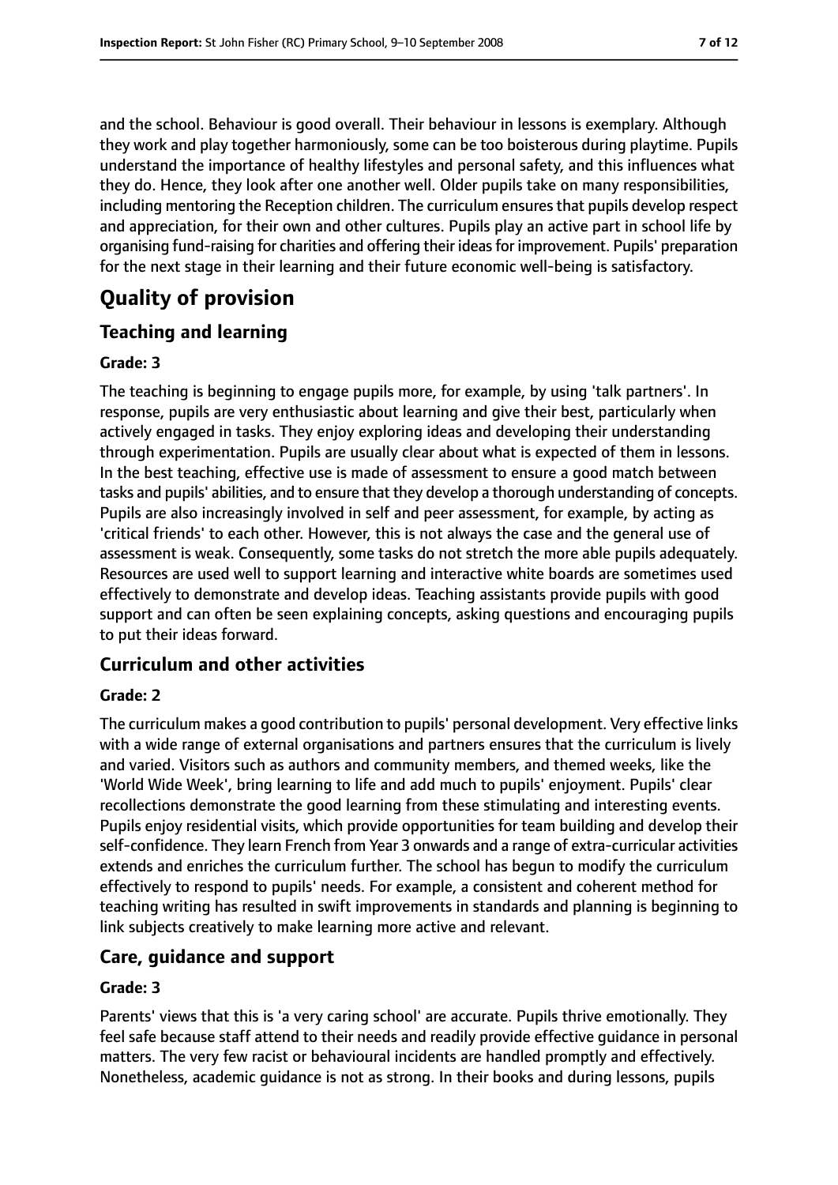and the school. Behaviour is good overall. Their behaviour in lessons is exemplary. Although they work and play together harmoniously, some can be too boisterous during playtime. Pupils understand the importance of healthy lifestyles and personal safety, and this influences what they do. Hence, they look after one another well. Older pupils take on many responsibilities, including mentoring the Reception children. The curriculum ensures that pupils develop respect and appreciation, for their own and other cultures. Pupils play an active part in school life by organising fund-raising for charities and offering their ideas for improvement. Pupils' preparation for the next stage in their learning and their future economic well-being is satisfactory.

# Quality of provision

## Teaching and learning

### Grade: 3

The teaching is beginning to engage pupils more, for example, by using 'talk partners'. In response, pupils are very enthusiastic about learning and give their best, particularly when actively engaged in tasks. They enjoy exploring ideas and developing their understanding through experimentation. Pupils are usually clear about what is expected of them in lessons. In the best teaching, effective use is made of assessment to ensure a good match between tasks and pupils' abilities, and to ensure that they develop a thorough understanding of concepts. Pupils are also increasingly involved in self and peer assessment, for example, by acting as 'critical friends' to each other. However, this is not always the case and the general use of assessment is weak. Consequently, some tasks do not stretch the more able pupils adequately. Resources are used well to support learning and interactive white boards are sometimes used effectively to demonstrate and develop ideas. Teaching assistants provide pupils with good support and can often be seen explaining concepts, asking questions and encouraging pupils to put their ideas forward.

## Curriculum and other activities

### Grade: 2

The curriculum makes a good contribution to pupils' personal development. Very effective links with a wide range of external organisations and partners ensures that the curriculum is lively and varied. Visitors such as authors and community members, and themed weeks, like the 'World Wide Week', bring learning to life and add much to pupils' enjoyment. Pupils' clear recollections demonstrate the good learning from these stimulating and interesting events. Pupils enjoy residential visits, which provide opportunities for team building and develop their self-confidence. They learn French from Year 3 onwards and a range of extra-curricular activities extends and enriches the curriculum further. The school has begun to modify the curriculum effectively to respond to pupils' needs. For example, a consistent and coherent method for teaching writing has resulted in swift improvements in standards and planning is beginning to link subjects creatively to make learning more active and relevant.

## Care, guidance and support

### Grade: 3

Parents' views that this is 'a very caring school' are accurate. Pupils thrive emotionally. They feel safe because staff attend to their needs and readily provide effective guidance in personal matters. The very few racist or behavioural incidents are handled promptly and effectively. Nonetheless, academic guidance is not as strong. In their books and during lessons, pupils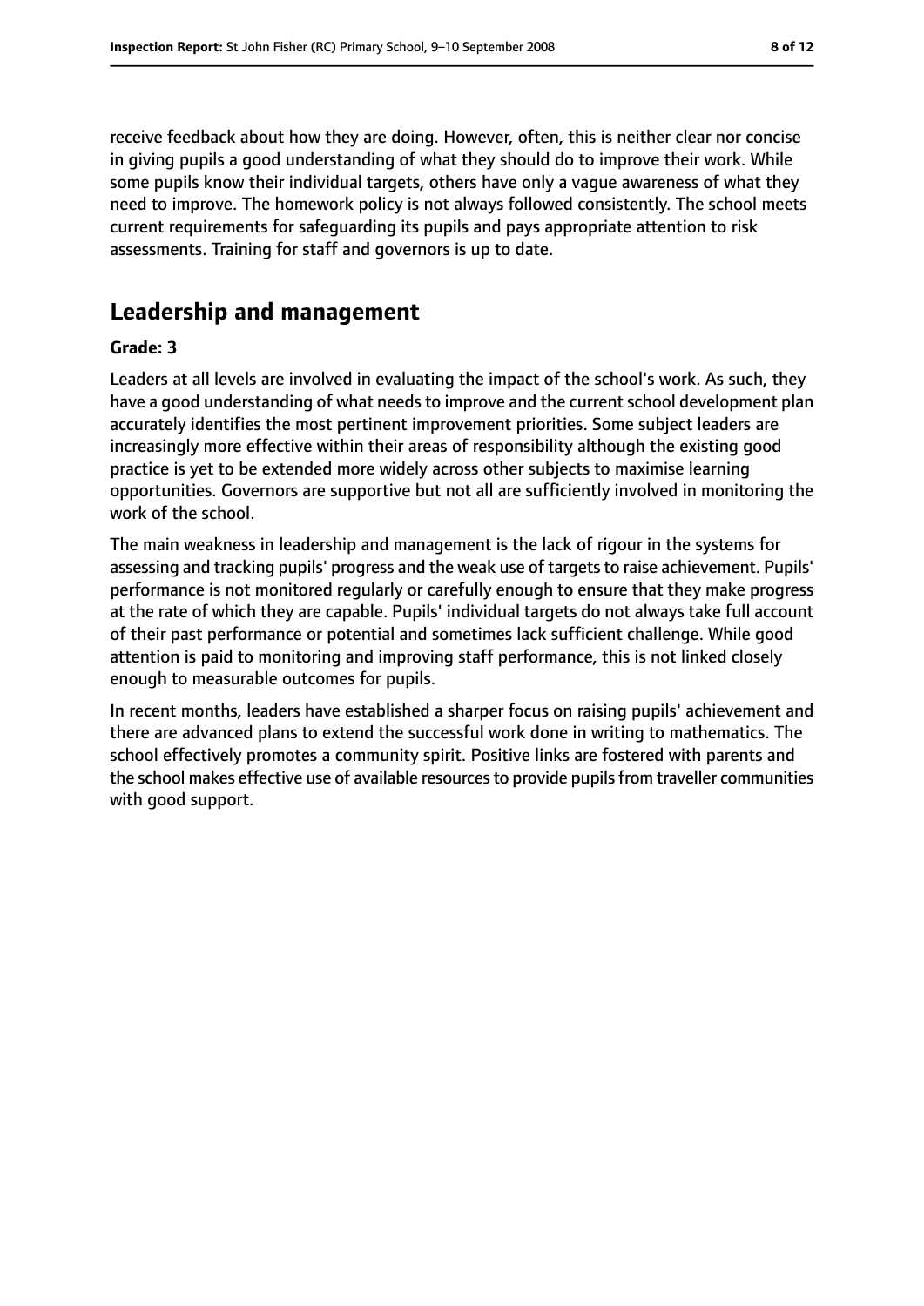receive feedback about how they are doing. However, often, this is neither clear nor concise in giving pupils a good understanding of what they should do to improve their work. While some pupils know their individual targets, others have only a vague awareness of what they need to improve. The homework policy is not always followed consistently. The school meets current requirements for safeguarding its pupils and pays appropriate attention to risk assessments. Training for staff and governors is up to date.

## Leadership and management

**Grade: 3**

Leaders at all levels are involved in evaluating the impact of the school's work. As such, they have a good understanding of what needs to improve and the current school development plan accurately identifies the most pertinent improvement priorities. Some subject leaders are increasingly more effective within their areas of responsibility although the existing good practice is yet to be extended more widely across other subjects to maximise learning opportunities. Governors are supportive but not all are sufficiently involved in monitoring the work of the school.

The main weakness in leadership and management is the lack of rigour in the systems for assessing and tracking pupils' progress and the weak use of targets to raise achievement. Pupils' performance is not monitored regularly or carefully enough to ensure that they make progress at the rate of which they are capable. Pupils' individual targets do not always take full account of their past performance or potential and sometimes lack sufficient challenge. While good attention is paid to monitoring and improving staff performance, this is not linked closely enough to measurable outcomes for pupils.

In recent months, leaders have established a sharper focus on raising pupils' achievement and there are advanced plans to extend the successful work done in writing to mathematics. The school effectively promotes a community spirit. Positive links are fostered with parents and the school makes effective use of available resources to provide pupils from traveller communities with good support.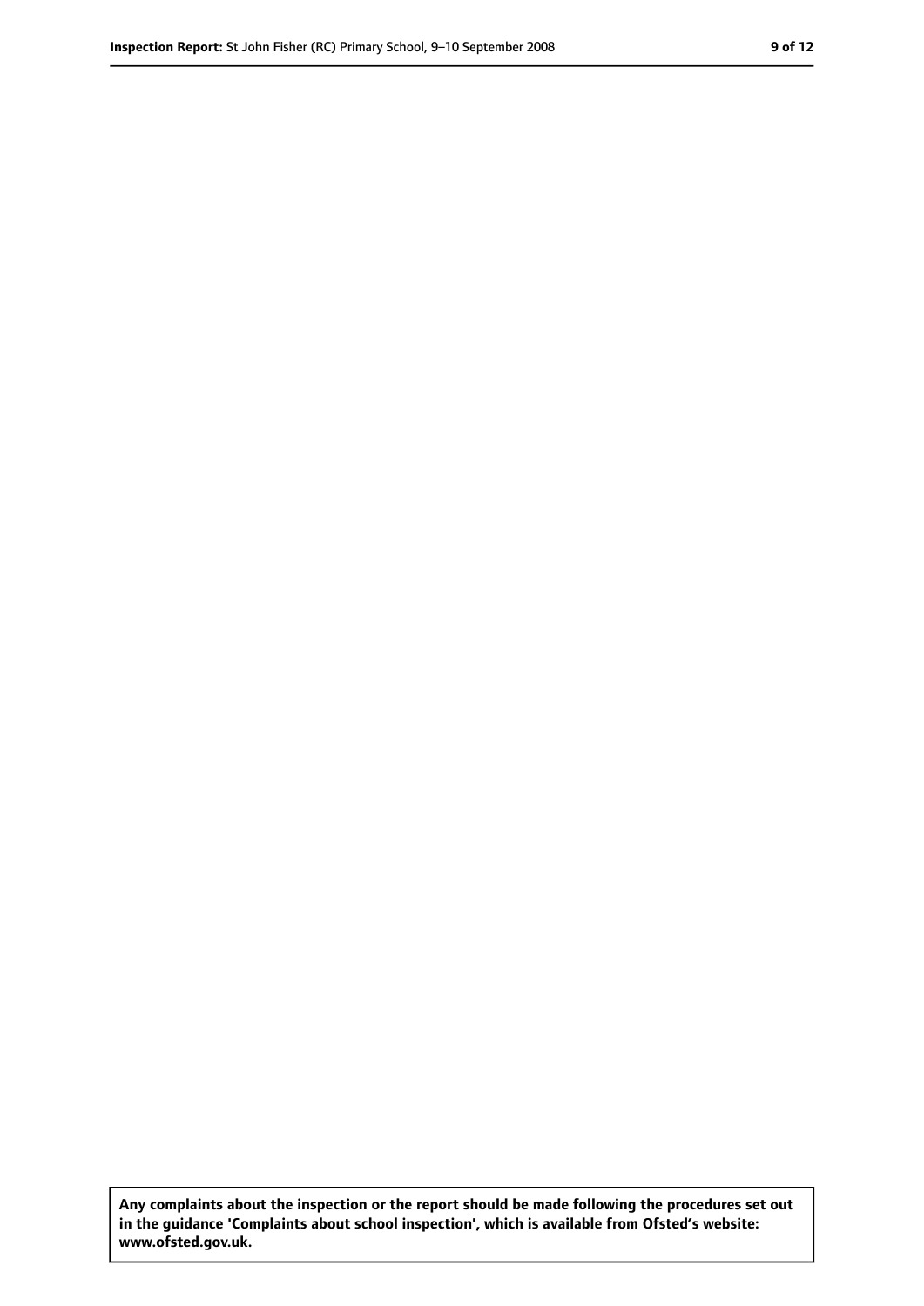**Any complaints about the inspection or the report should be made following the procedures set out in the guidance 'Complaints about school inspection', which is available from Ofsted's website: www.ofsted.gov.uk.**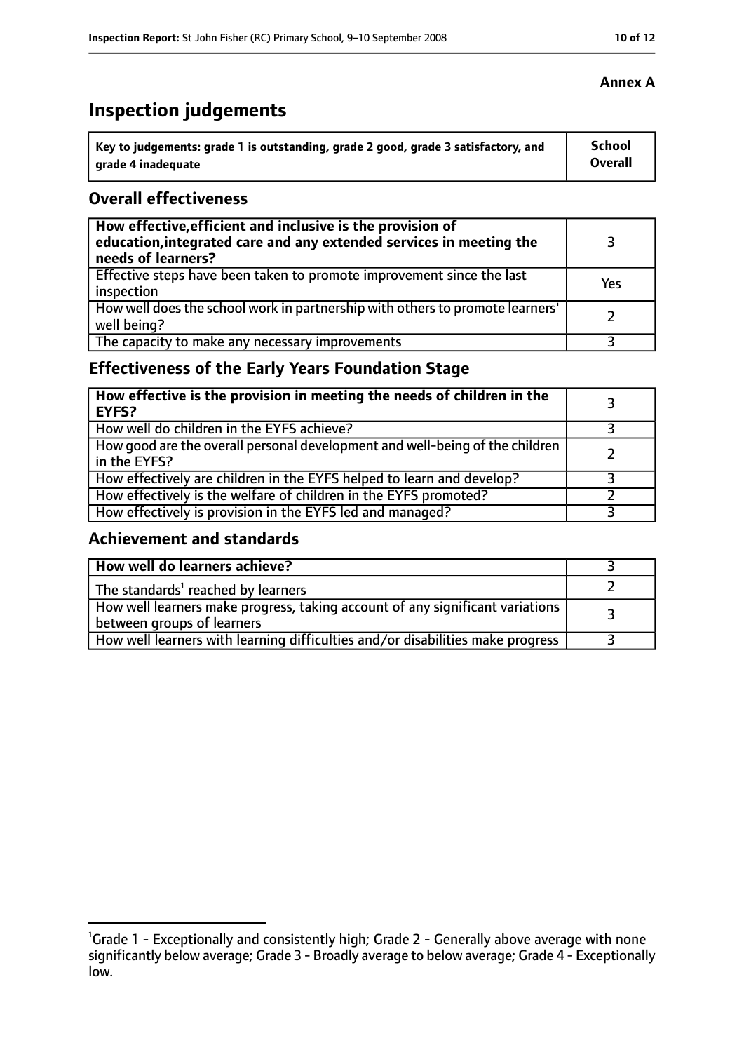**Annex A**

# Inspection judgements

| Key to judgements: grade 1 is outstanding, grade 2 good, grade 3 satisfactory, and grade 4 inadequate | School Overall |
|---|---|

## Overall effectiveness

| | |
|---|---|
| **How effective, efficient and inclusive is the provision of education, integrated care and any extended services in meeting the needs of learners?** | 3 |
| Effective steps have been taken to promote improvement since the last inspection | Yes |
| How well does the school work in partnership with others to promote learners' well being? | 2 |
| The capacity to make any necessary improvements | 3 |

## Effectiveness of the Early Years Foundation Stage

| | |
|---|---|
| **How effective is the provision in meeting the needs of children in the EYFS?** | 3 |
| How well do children in the EYFS achieve? | 3 |
| How good are the overall personal development and well-being of the children in the EYFS? | 2 |
| How effectively are children in the EYFS helped to learn and develop? | 3 |
| How effectively is the welfare of children in the EYFS promoted? | 2 |
| How effectively is provision in the EYFS led and managed? | 3 |

## Achievement and standards

| | |
|---|---|
| **How well do learners achieve?** | 3 |
| The standards[1] reached by learners | 2 |
| How well learners make progress, taking account of any significant variations between groups of learners | 3 |
| How well learners with learning difficulties and/or disabilities make progress | 3 |

[1]Grade 1 - Exceptionally and consistently high; Grade 2 - Generally above average with none significantly below average; Grade 3 - Broadly average to below average; Grade 4 - Exceptionally low.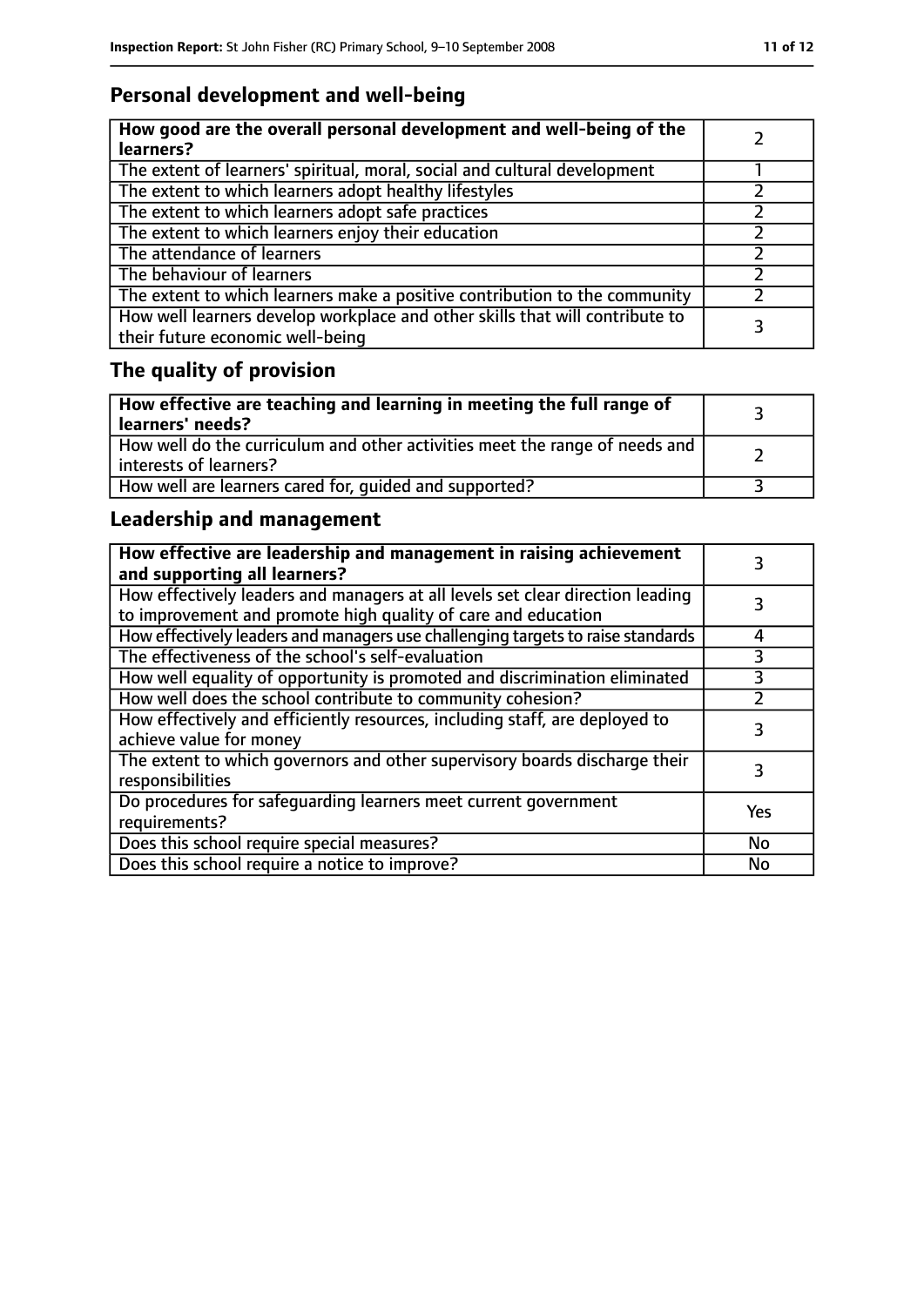## Personal development and well-being

| How good are the overall personal development and well-being of the learners? | 2 |
|---|---|
| The extent of learners' spiritual, moral, social and cultural development | 1 |
| The extent to which learners adopt healthy lifestyles | 2 |
| The extent to which learners adopt safe practices | 2 |
| The extent to which learners enjoy their education | 2 |
| The attendance of learners | 2 |
| The behaviour of learners | 2 |
| The extent to which learners make a positive contribution to the community | 2 |
| How well learners develop workplace and other skills that will contribute to their future economic well-being | 3 |

## The quality of provision

| How effective are teaching and learning in meeting the full range of learners' needs? | 3 |
|---|---|
| How well do the curriculum and other activities meet the range of needs and interests of learners? | 2 |
| How well are learners cared for, guided and supported? | 3 |

## Leadership and management

| How effective are leadership and management in raising achievement and supporting all learners? | 3 |
|---|---|
| How effectively leaders and managers at all levels set clear direction leading to improvement and promote high quality of care and education | 3 |
| How effectively leaders and managers use challenging targets to raise standards | 4 |
| The effectiveness of the school's self-evaluation | 3 |
| How well equality of opportunity is promoted and discrimination eliminated | 3 |
| How well does the school contribute to community cohesion? | 2 |
| How effectively and efficiently resources, including staff, are deployed to achieve value for money | 3 |
| The extent to which governors and other supervisory boards discharge their responsibilities | 3 |
| Do procedures for safeguarding learners meet current government requirements? | Yes |
| Does this school require special measures? | No |
| Does this school require a notice to improve? | No |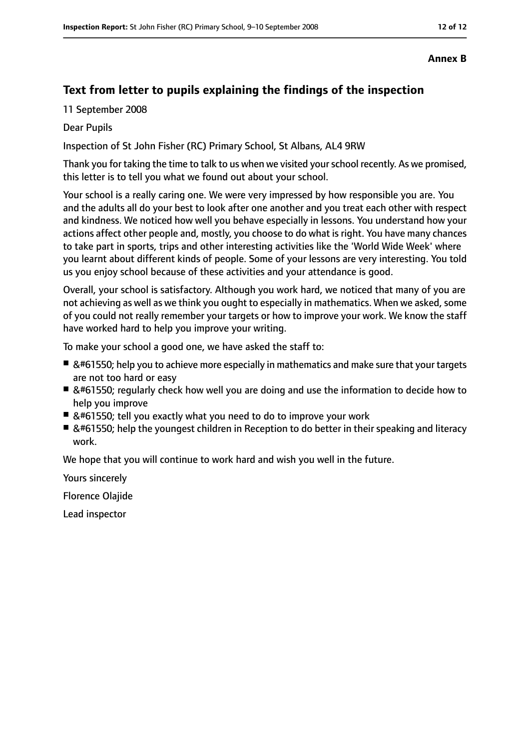**Annex B**

## Text from letter to pupils explaining the findings of the inspection

11 September 2008

Dear Pupils

Inspection of St John Fisher (RC) Primary School, St Albans, AL4 9RW

Thank you for taking the time to talk to us when we visited your school recently. As we promised, this letter is to tell you what we found out about your school.

Your school is a really caring one. We were very impressed by how responsible you are. You and the adults all do your best to look after one another and you treat each other with respect and kindness. We noticed how well you behave especially in lessons. You understand how your actions affect other people and, mostly, you choose to do what is right. You have many chances to take part in sports, trips and other interesting activities like the 'World Wide Week' where you learnt about different kinds of people. Some of your lessons are very interesting. You told us you enjoy school because of these activities and your attendance is good.

Overall, your school is satisfactory. Although you work hard, we noticed that many of you are not achieving as well as we think you ought to especially in mathematics. When we asked, some of you could not really remember your targets or how to improve your work. We know the staff have worked hard to help you improve your writing.

To make your school a good one, we have asked the staff to:

- &#61550; help you to achieve more especially in mathematics and make sure that your targets are not too hard or easy
- &#61550; regularly check how well you are doing and use the information to decide how to help you improve
- &#61550; tell you exactly what you need to do to improve your work
- &#61550; help the youngest children in Reception to do better in their speaking and literacy work.

We hope that you will continue to work hard and wish you well in the future.

Yours sincerely

Florence Olajide

Lead inspector